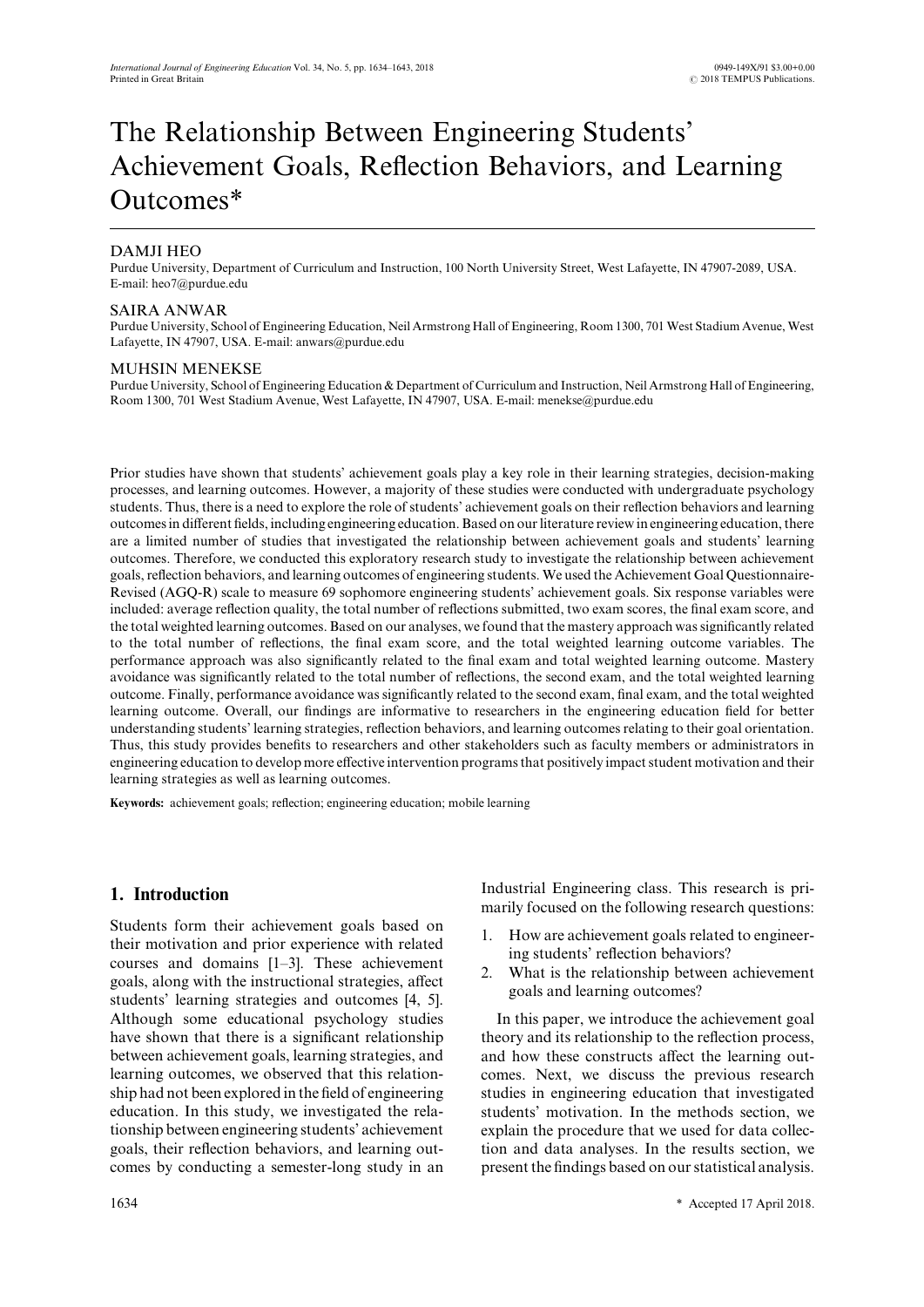# The Relationship Between Engineering Students' Achievement Goals, Reflection Behaviors, and Learning Outcomes*

DAMJI HEO

Purdue University, Department of Curriculum and Instruction, 100 North University Street, West Lafayette, IN 47907-2089, USA. E-mail: heo7@purdue.edu

SAIRA ANWAR

Purdue University, School of Engineering Education, Neil Armstrong Hall of Engineering, Room 1300, 701 West Stadium Avenue, West Lafayette, IN 47907, USA. E-mail: anwars@purdue.edu

MUHSIN MENEKSE

Purdue University, School of Engineering Education & Department of Curriculum and Instruction, Neil Armstrong Hall of Engineering, Room 1300, 701 West Stadium Avenue, West Lafayette, IN 47907, USA. E-mail: menekse@purdue.edu

Prior studies have shown that students' achievement goals play a key role in their learning strategies, decision-making processes, and learning outcomes. However, a majority of these studies were conducted with undergraduate psychology students. Thus, there is a need to explore the role of students' achievement goals on their reflection behaviors and learning outcomes in different fields, including engineering education. Based on our literature review in engineering education, there are a limited number of studies that investigated the relationship between achievement goals and students' learning outcomes. Therefore, we conducted this exploratory research study to investigate the relationship between achievement goals, reflection behaviors, and learning outcomes of engineering students. We used the Achievement Goal Questionnaire-Revised (AGQ-R) scale to measure 69 sophomore engineering students' achievement goals. Six response variables were included: average reflection quality, the total number of reflections submitted, two exam scores, the final exam score, and the total weighted learning outcomes. Based on our analyses, we found that the mastery approach was significantly related to the total number of reflections, the final exam score, and the total weighted learning outcome variables. The performance approach was also significantly related to the final exam and total weighted learning outcome. Mastery avoidance was significantly related to the total number of reflections, the second exam, and the total weighted learning outcome. Finally, performance avoidance was significantly related to the second exam, final exam, and the total weighted learning outcome. Overall, our findings are informative to researchers in the engineering education field for better understanding students' learning strategies, reflection behaviors, and learning outcomes relating to their goal orientation. Thus, this study provides benefits to researchers and other stakeholders such as faculty members or administrators in engineering education to develop more effective intervention programs that positively impact student motivation and their learning strategies as well as learning outcomes.

**Keywords:** achievement goals; reflection; engineering education; mobile learning

## 1. Introduction

Students form their achievement goals based on their motivation and prior experience with related courses and domains [1–3]. These achievement goals, along with the instructional strategies, affect students' learning strategies and outcomes [4, 5]. Although some educational psychology studies have shown that there is a significant relationship between achievement goals, learning strategies, and learning outcomes, we observed that this relationship had not been explored in the field of engineering education. In this study, we investigated the relationship between engineering students' achievement goals, their reflection behaviors, and learning outcomes by conducting a semester-long study in an Industrial Engineering class. This research is primarily focused on the following research questions:

1. How are achievement goals related to engineering students' reflection behaviors?
2. What is the relationship between achievement goals and learning outcomes?

In this paper, we introduce the achievement goal theory and its relationship to the reflection process, and how these constructs affect the learning outcomes. Next, we discuss the previous research studies in engineering education that investigated students' motivation. In the methods section, we explain the procedure that we used for data collection and data analyses. In the results section, we present the findings based on our statistical analysis.

\* Accepted 17 April 2018.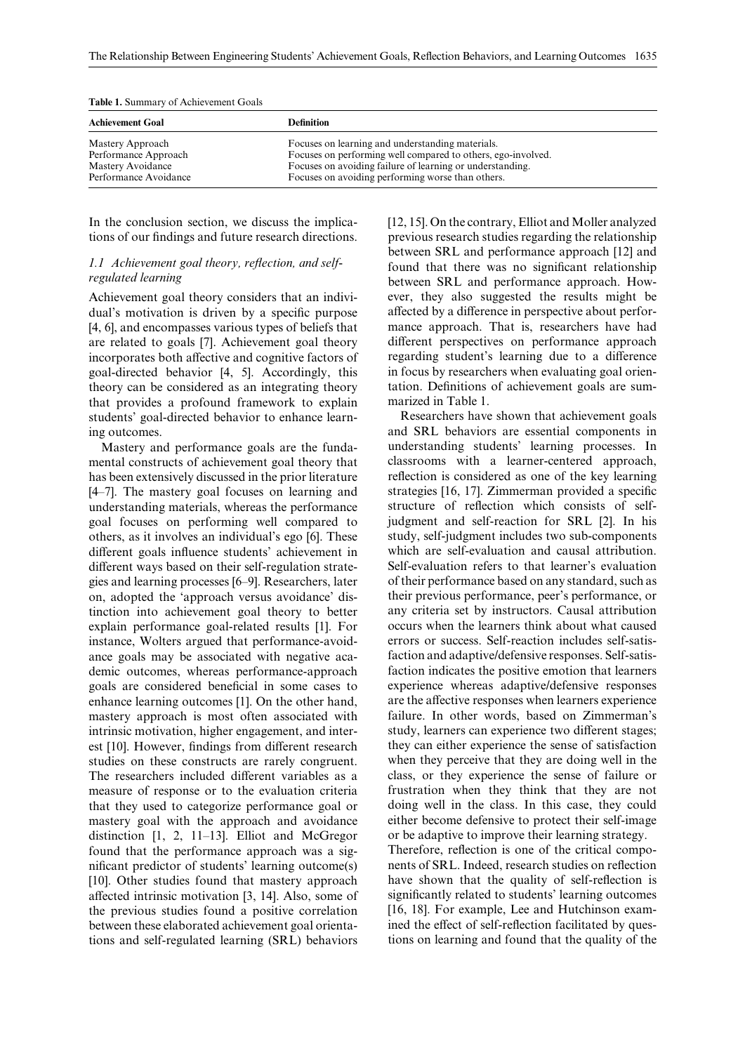**Table 1.** Summary of Achievement Goals

| Achievement Goal | Definition |
| --- | --- |
| Mastery Approach | Focuses on learning and understanding materials. |
| Performance Approach | Focuses on performing well compared to others, ego-involved. |
| Mastery Avoidance | Focuses on avoiding failure of learning or understanding. |
| Performance Avoidance | Focuses on avoiding performing worse than others. |

In the conclusion section, we discuss the implications of our findings and future research directions.

### 1.1 Achievement goal theory, reflection, and self-regulated learning

Achievement goal theory considers that an individual's motivation is driven by a specific purpose [4, 6], and encompasses various types of beliefs that are related to goals [7]. Achievement goal theory incorporates both affective and cognitive factors of goal-directed behavior [4, 5]. Accordingly, this theory can be considered as an integrating theory that provides a profound framework to explain students' goal-directed behavior to enhance learning outcomes.

Mastery and performance goals are the fundamental constructs of achievement goal theory that has been extensively discussed in the prior literature [4–7]. The mastery goal focuses on learning and understanding materials, whereas the performance goal focuses on performing well compared to others, as it involves an individual's ego [6]. These different goals influence students' achievement in different ways based on their self-regulation strategies and learning processes [6–9]. Researchers, later on, adopted the 'approach versus avoidance' distinction into achievement goal theory to better explain performance goal-related results [1]. For instance, Wolters argued that performance-avoidance goals may be associated with negative academic outcomes, whereas performance-approach goals are considered beneficial in some cases to enhance learning outcomes [1]. On the other hand, mastery approach is most often associated with intrinsic motivation, higher engagement, and interest [10]. However, findings from different research studies on these constructs are rarely congruent. The researchers included different variables as a measure of response or to the evaluation criteria that they used to categorize performance goal or mastery goal with the approach and avoidance distinction [1, 2, 11–13]. Elliot and McGregor found that the performance approach was a significant predictor of students' learning outcome(s) [10]. Other studies found that mastery approach affected intrinsic motivation [3, 14]. Also, some of the previous studies found a positive correlation between these elaborated achievement goal orientations and self-regulated learning (SRL) behaviors [12, 15]. On the contrary, Elliot and Moller analyzed previous research studies regarding the relationship between SRL and performance approach [12] and found that there was no significant relationship between SRL and performance approach. However, they also suggested the results might be affected by a difference in perspective about performance approach. That is, researchers have had different perspectives on performance approach regarding student's learning due to a difference in focus by researchers when evaluating goal orientation. Definitions of achievement goals are summarized in Table 1.

Researchers have shown that achievement goals and SRL behaviors are essential components in understanding students' learning processes. In classrooms with a learner-centered approach, reflection is considered as one of the key learning strategies [16, 17]. Zimmerman provided a specific structure of reflection which consists of self-judgment and self-reaction for SRL [2]. In his study, self-judgment includes two sub-components which are self-evaluation and causal attribution. Self-evaluation refers to that learner's evaluation of their performance based on any standard, such as their previous performance, peer's performance, or any criteria set by instructors. Causal attribution occurs when the learners think about what caused errors or success. Self-reaction includes self-satisfaction and adaptive/defensive responses. Self-satisfaction indicates the positive emotion that learners experience whereas adaptive/defensive responses are the affective responses when learners experience failure. In other words, based on Zimmerman's study, learners can experience two different stages; they can either experience the sense of satisfaction when they perceive that they are doing well in the class, or they experience the sense of failure or frustration when they think that they are not doing well in the class. In this case, they could either become defensive to protect their self-image or be adaptive to improve their learning strategy.

Therefore, reflection is one of the critical components of SRL. Indeed, research studies on reflection have shown that the quality of self-reflection is significantly related to students' learning outcomes [16, 18]. For example, Lee and Hutchinson examined the effect of self-reflection facilitated by questions on learning and found that the quality of the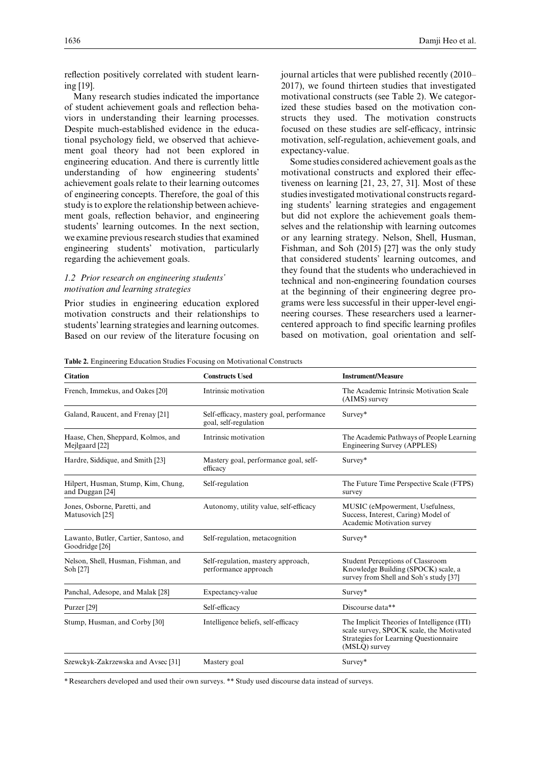reflection positively correlated with student learning [19].

Many research studies indicated the importance of student achievement goals and reflection behaviors in understanding their learning processes. Despite much-established evidence in the educational psychology field, we observed that achievement goal theory had not been explored in engineering education. And there is currently little understanding of how engineering students' achievement goals relate to their learning outcomes of engineering concepts. Therefore, the goal of this study is to explore the relationship between achievement goals, reflection behavior, and engineering students' learning outcomes. In the next section, we examine previous research studies that examined engineering students' motivation, particularly regarding the achievement goals.

### *1.2 Prior research on engineering students' motivation and learning strategies*

Prior studies in engineering education explored motivation constructs and their relationships to students' learning strategies and learning outcomes. Based on our review of the literature focusing on journal articles that were published recently (2010–2017), we found thirteen studies that investigated motivational constructs (see Table 2). We categorized these studies based on the motivation constructs they used. The motivation constructs focused on these studies are self-efficacy, intrinsic motivation, self-regulation, achievement goals, and expectancy-value.

Some studies considered achievement goals as the motivational constructs and explored their effectiveness on learning [21, 23, 27, 31]. Most of these studies investigated motivational constructs regarding students' learning strategies and engagement but did not explore the achievement goals themselves and the relationship with learning outcomes or any learning strategy. Nelson, Shell, Husman, Fishman, and Soh (2015) [27] was the only study that considered students' learning outcomes, and they found that the students who underachieved in technical and non-engineering foundation courses at the beginning of their engineering degree programs were less successful in their upper-level engineering courses. These researchers used a learner-centered approach to find specific learning profiles based on motivation, goal orientation and self-

**Table 2.** Engineering Education Studies Focusing on Motivational Constructs

| Citation | Constructs Used | Instrument/Measure |
|---|---|---|
| French, Immekus, and Oakes [20] | Intrinsic motivation | The Academic Intrinsic Motivation Scale (AIMS) survey |
| Galand, Raucent, and Frenay [21] | Self-efficacy, mastery goal, performance goal, self-regulation | Survey* |
| Haase, Chen, Sheppard, Kolmos, and Mejlgaard [22] | Intrinsic motivation | The Academic Pathways of People Learning Engineering Survey (APPLES) |
| Hardre, Siddique, and Smith [23] | Mastery goal, performance goal, self-efficacy | Survey* |
| Hilpert, Husman, Stump, Kim, Chung, and Duggan [24] | Self-regulation | The Future Time Perspective Scale (FTPS) survey |
| Jones, Osborne, Paretti, and Matusovich [25] | Autonomy, utility value, self-efficacy | MUSIC (eMpowerment, Usefulness, Success, Interest, Caring) Model of Academic Motivation survey |
| Lawanto, Butler, Cartier, Santoso, and Goodridge [26] | Self-regulation, metacognition | Survey* |
| Nelson, Shell, Husman, Fishman, and Soh [27] | Self-regulation, mastery approach, performance approach | Student Perceptions of Classroom Knowledge Building (SPOCK) scale, a survey from Shell and Soh's study [37] |
| Panchal, Adesope, and Malak [28] | Expectancy-value | Survey* |
| Purzer [29] | Self-efficacy | Discourse data** |
| Stump, Husman, and Corby [30] | Intelligence beliefs, self-efficacy | The Implicit Theories of Intelligence (ITI) scale survey, SPOCK scale, the Motivated Strategies for Learning Questionnaire (MSLQ) survey |
| Szewckyk-Zakrzewska and Avsec [31] | Mastery goal | Survey* |

* Researchers developed and used their own surveys. ** Study used discourse data instead of surveys.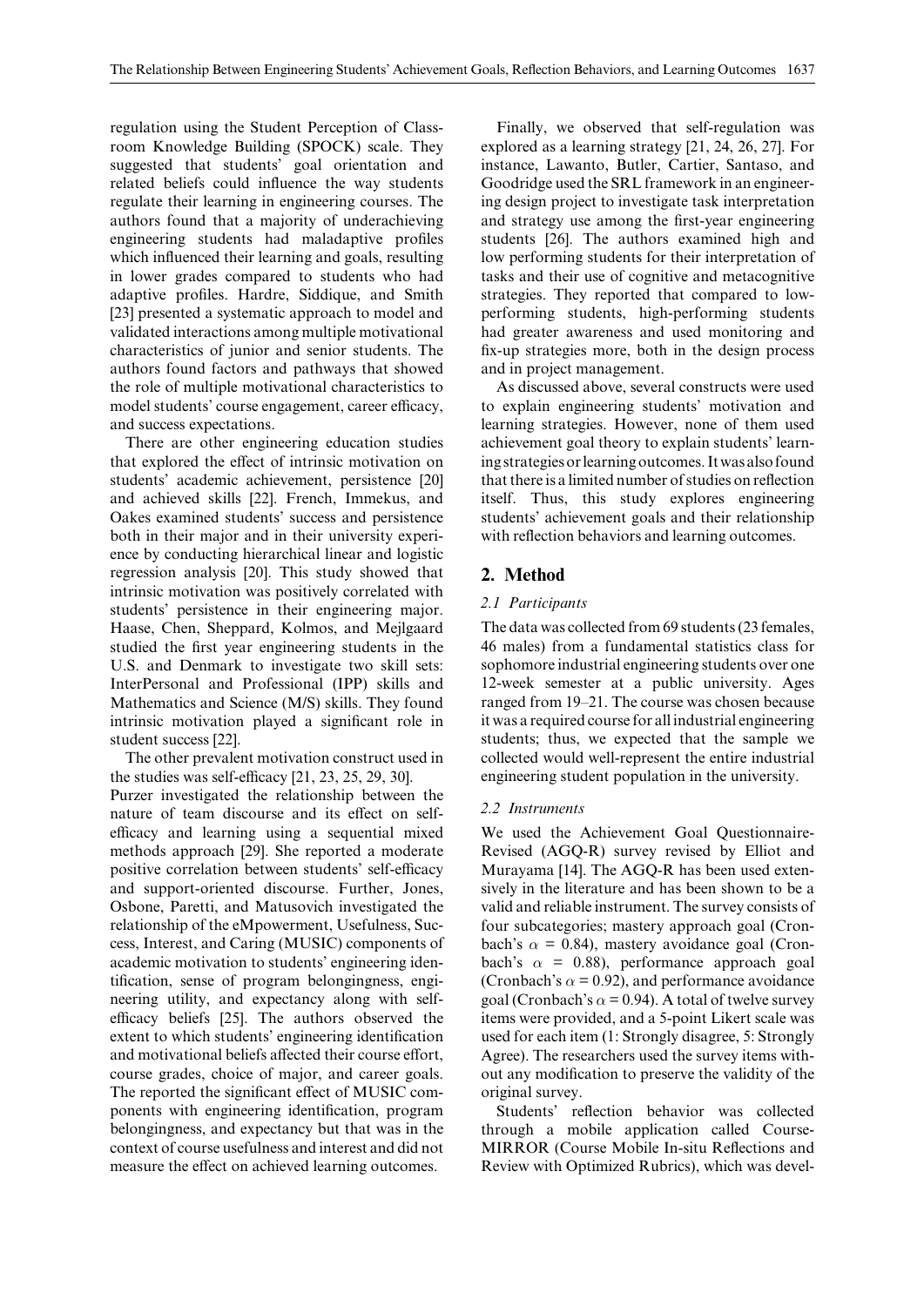regulation using the Student Perception of Classroom Knowledge Building (SPOCK) scale. They suggested that students' goal orientation and related beliefs could influence the way students regulate their learning in engineering courses. The authors found that a majority of underachieving engineering students had maladaptive profiles which influenced their learning and goals, resulting in lower grades compared to students who had adaptive profiles. Hardre, Siddique, and Smith [23] presented a systematic approach to model and validated interactions among multiple motivational characteristics of junior and senior students. The authors found factors and pathways that showed the role of multiple motivational characteristics to model students' course engagement, career efficacy, and success expectations.

There are other engineering education studies that explored the effect of intrinsic motivation on students' academic achievement, persistence [20] and achieved skills [22]. French, Immekus, and Oakes examined students' success and persistence both in their major and in their university experience by conducting hierarchical linear and logistic regression analysis [20]. This study showed that intrinsic motivation was positively correlated with students' persistence in their engineering major. Haase, Chen, Sheppard, Kolmos, and Mejlgaard studied the first year engineering students in the U.S. and Denmark to investigate two skill sets: InterPersonal and Professional (IPP) skills and Mathematics and Science (M/S) skills. They found intrinsic motivation played a significant role in student success [22].

The other prevalent motivation construct used in the studies was self-efficacy [21, 23, 25, 29, 30]. Purzer investigated the relationship between the nature of team discourse and its effect on self-efficacy and learning using a sequential mixed methods approach [29]. She reported a moderate positive correlation between students' self-efficacy and support-oriented discourse. Further, Jones, Osbone, Paretti, and Matusovich investigated the relationship of the eMpowerment, Usefulness, Success, Interest, and Caring (MUSIC) components of academic motivation to students' engineering identification, sense of program belongingness, engineering utility, and expectancy along with self-efficacy beliefs [25]. The authors observed the extent to which students' engineering identification and motivational beliefs affected their course effort, course grades, choice of major, and career goals. The reported the significant effect of MUSIC components with engineering identification, program belongingness, and expectancy but that was in the context of course usefulness and interest and did not measure the effect on achieved learning outcomes.

Finally, we observed that self-regulation was explored as a learning strategy [21, 24, 26, 27]. For instance, Lawanto, Butler, Cartier, Santaso, and Goodridge used the SRL framework in an engineering design project to investigate task interpretation and strategy use among the first-year engineering students [26]. The authors examined high and low performing students for their interpretation of tasks and their use of cognitive and metacognitive strategies. They reported that compared to low-performing students, high-performing students had greater awareness and used monitoring and fix-up strategies more, both in the design process and in project management.

As discussed above, several constructs were used to explain engineering students' motivation and learning strategies. However, none of them used achievement goal theory to explain students' learning strategies or learning outcomes. It was also found that there is a limited number of studies on reflection itself. Thus, this study explores engineering students' achievement goals and their relationship with reflection behaviors and learning outcomes.

## 2. Method

### 2.1 Participants

The data was collected from 69 students (23 females, 46 males) from a fundamental statistics class for sophomore industrial engineering students over one 12-week semester at a public university. Ages ranged from 19–21. The course was chosen because it was a required course for all industrial engineering students; thus, we expected that the sample we collected would well-represent the entire industrial engineering student population in the university.

### 2.2 Instruments

We used the Achievement Goal Questionnaire-Revised (AGQ-R) survey revised by Elliot and Murayama [14]. The AGQ-R has been used extensively in the literature and has been shown to be a valid and reliable instrument. The survey consists of four subcategories; mastery approach goal (Cronbach's $\alpha$ = 0.84), mastery avoidance goal (Cronbach's $\alpha$ = 0.88), performance approach goal (Cronbach's $\alpha$ = 0.92), and performance avoidance goal (Cronbach's $\alpha$ = 0.94). A total of twelve survey items were provided, and a 5-point Likert scale was used for each item (1: Strongly disagree, 5: Strongly Agree). The researchers used the survey items without any modification to preserve the validity of the original survey.

Students' reflection behavior was collected through a mobile application called Course-MIRROR (Course Mobile In-situ Reflections and Review with Optimized Rubrics), which was devel-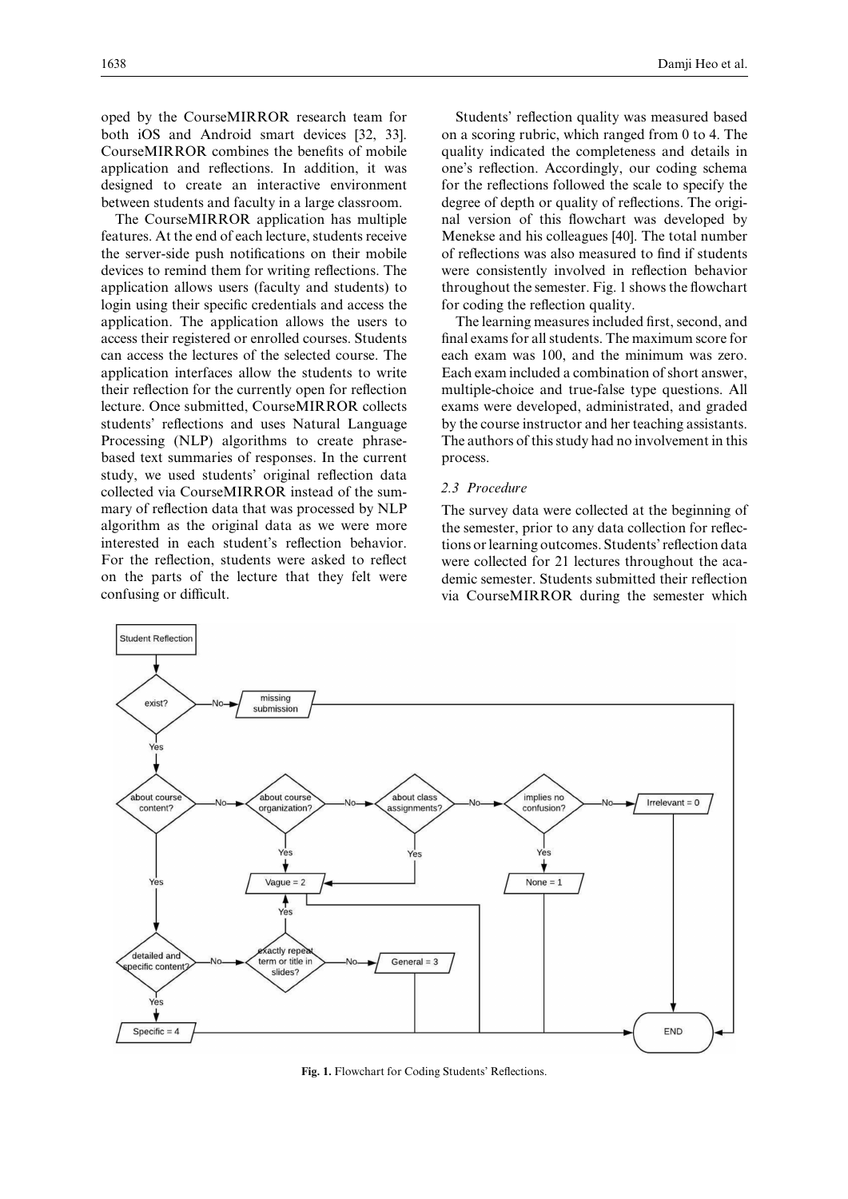oped by the CourseMIRROR research team for both iOS and Android smart devices [32, 33]. CourseMIRROR combines the benefits of mobile application and reflections. In addition, it was designed to create an interactive environment between students and faculty in a large classroom.

The CourseMIRROR application has multiple features. At the end of each lecture, students receive the server-side push notifications on their mobile devices to remind them for writing reflections. The application allows users (faculty and students) to login using their specific credentials and access the application. The application allows the users to access their registered or enrolled courses. Students can access the lectures of the selected course. The application interfaces allow the students to write their reflection for the currently open for reflection lecture. Once submitted, CourseMIRROR collects students' reflections and uses Natural Language Processing (NLP) algorithms to create phrase-based text summaries of responses. In the current study, we used students' original reflection data collected via CourseMIRROR instead of the summary of reflection data that was processed by NLP algorithm as the original data as we were more interested in each student's reflection behavior. For the reflection, students were asked to reflect on the parts of the lecture that they felt were confusing or difficult.

Students' reflection quality was measured based on a scoring rubric, which ranged from 0 to 4. The quality indicated the completeness and details in one's reflection. Accordingly, our coding schema for the reflections followed the scale to specify the degree of depth or quality of reflections. The original version of this flowchart was developed by Menekse and his colleagues [40]. The total number of reflections was also measured to find if students were consistently involved in reflection behavior throughout the semester. Fig. 1 shows the flowchart for coding the reflection quality.

The learning measures included first, second, and final exams for all students. The maximum score for each exam was 100, and the minimum was zero. Each exam included a combination of short answer, multiple-choice and true-false type questions. All exams were developed, administrated, and graded by the course instructor and her teaching assistants. The authors of this study had no involvement in this process.

### 2.3 Procedure

The survey data were collected at the beginning of the semester, prior to any data collection for reflections or learning outcomes. Students' reflection data were collected for 21 lectures throughout the academic semester. Students submitted their reflection via CourseMIRROR during the semester which

**Fig. 1.** Flowchart for Coding Students' Reflections.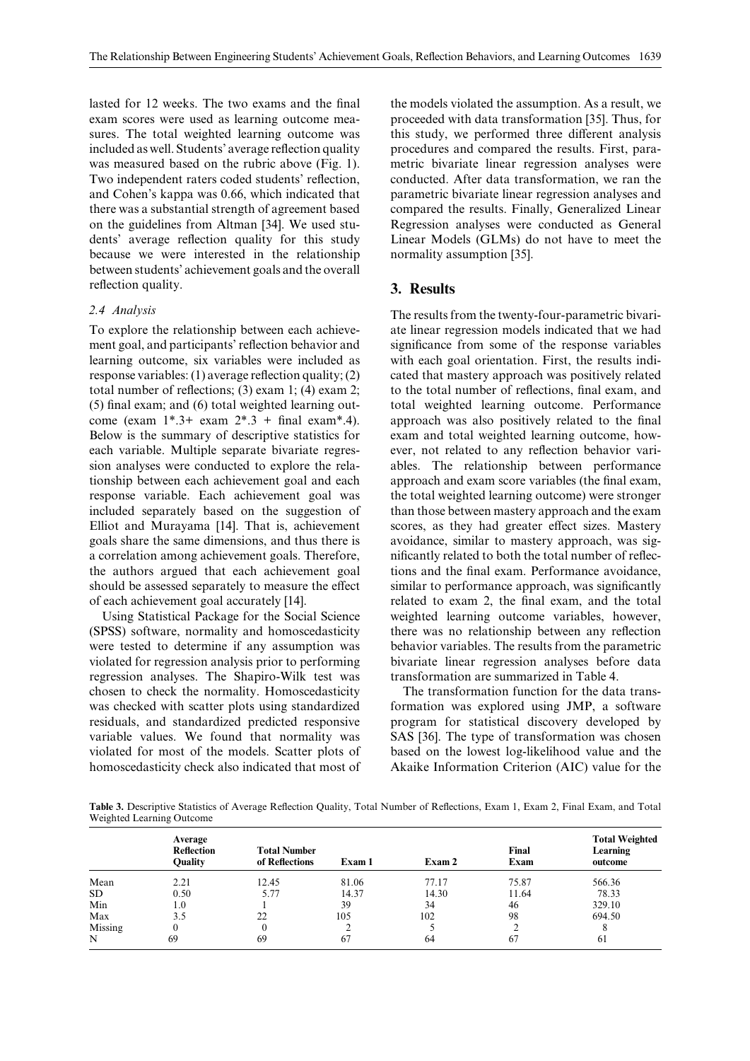lasted for 12 weeks. The two exams and the final exam scores were used as learning outcome measures. The total weighted learning outcome was included as well. Students' average reflection quality was measured based on the rubric above (Fig. 1). Two independent raters coded students' reflection, and Cohen's kappa was 0.66, which indicated that there was a substantial strength of agreement based on the guidelines from Altman [34]. We used students' average reflection quality for this study because we were interested in the relationship between students' achievement goals and the overall reflection quality.

### 2.4 Analysis

To explore the relationship between each achievement goal, and participants' reflection behavior and learning outcome, six variables were included as response variables: (1) average reflection quality; (2) total number of reflections; (3) exam 1; (4) exam 2; (5) final exam; and (6) total weighted learning outcome (exam 1*.3+ exam 2*.3 + final exam*.4). Below is the summary of descriptive statistics for each variable. Multiple separate bivariate regression analyses were conducted to explore the relationship between each achievement goal and each response variable. Each achievement goal was included separately based on the suggestion of Elliot and Murayama [14]. That is, achievement goals share the same dimensions, and thus there is a correlation among achievement goals. Therefore, the authors argued that each achievement goal should be assessed separately to measure the effect of each achievement goal accurately [14].

Using Statistical Package for the Social Science (SPSS) software, normality and homoscedasticity were tested to determine if any assumption was violated for regression analysis prior to performing regression analyses. The Shapiro-Wilk test was chosen to check the normality. Homoscedasticity was checked with scatter plots using standardized residuals, and standardized predicted responsive variable values. We found that normality was violated for most of the models. Scatter plots of homoscedasticity check also indicated that most of the models violated the assumption. As a result, we proceeded with data transformation [35]. Thus, for this study, we performed three different analysis procedures and compared the results. First, parametric bivariate linear regression analyses were conducted. After data transformation, we ran the parametric bivariate linear regression analyses and compared the results. Finally, Generalized Linear Regression analyses were conducted as General Linear Models (GLMs) do not have to meet the normality assumption [35].

## 3. Results

The results from the twenty-four-parametric bivariate linear regression models indicated that we had significance from some of the response variables with each goal orientation. First, the results indicated that mastery approach was positively related to the total number of reflections, final exam, and total weighted learning outcome. Performance approach was also positively related to the final exam and total weighted learning outcome, however, not related to any reflection behavior variables. The relationship between performance approach and exam score variables (the final exam, the total weighted learning outcome) were stronger than those between mastery approach and the exam scores, as they had greater effect sizes. Mastery avoidance, similar to mastery approach, was significantly related to both the total number of reflections and the final exam. Performance avoidance, similar to performance approach, was significantly related to exam 2, the final exam, and the total weighted learning outcome variables, however, there was no relationship between any reflection behavior variables. The results from the parametric bivariate linear regression analyses before data transformation are summarized in Table 4.

The transformation function for the data transformation was explored using JMP, a software program for statistical discovery developed by SAS [36]. The type of transformation was chosen based on the lowest log-likelihood value and the Akaike Information Criterion (AIC) value for the

**Table 3.** Descriptive Statistics of Average Reflection Quality, Total Number of Reflections, Exam 1, Exam 2, Final Exam, and Total Weighted Learning Outcome

| | Average Reflection Quality | Total Number of Reflections | Exam 1 | Exam 2 | Final Exam | Total Weighted Learning outcome |
|---|---|---|---|---|---|---|
| Mean | 2.21 | 12.45 | 81.06 | 77.17 | 75.87 | 566.36 |
| SD | 0.50 | 5.77 | 14.37 | 14.30 | 11.64 | 78.33 |
| Min | 1.0 | 1 | 39 | 34 | 46 | 329.10 |
| Max | 3.5 | 22 | 105 | 102 | 98 | 694.50 |
| Missing | 0 | 0 | 2 | 5 | 2 | 8 |
| N | 69 | 69 | 67 | 64 | 67 | 61 |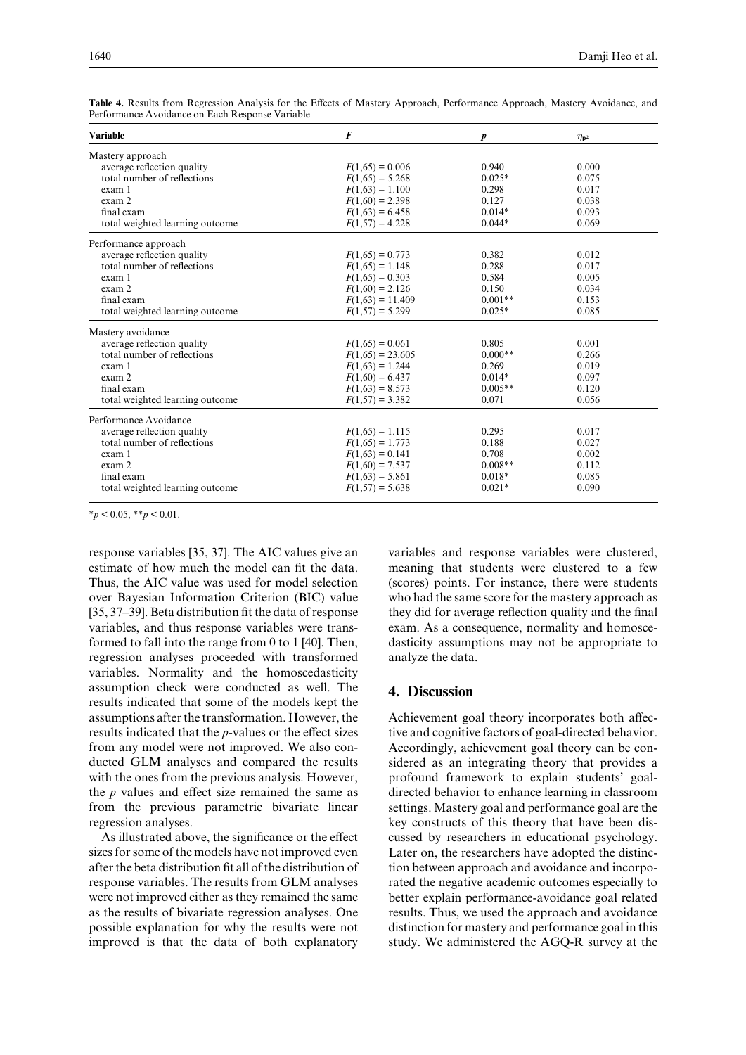**Table 4.** Results from Regression Analysis for the Effects of Mastery Approach, Performance Approach, Mastery Avoidance, and Performance Avoidance on Each Response Variable

| Variable | *F* | *p* | $\eta_{p^2}$ |
|---|---|---|---|
| Mastery approach | | | |
| average reflection quality | $F(1,65) = 0.006$ | 0.940 | 0.000 |
| total number of reflections | $F(1,65) = 5.268$ | 0.025* | 0.075 |
| exam 1 | $F(1,63) = 1.100$ | 0.298 | 0.017 |
| exam 2 | $F(1,60) = 2.398$ | 0.127 | 0.038 |
| final exam | $F(1,63) = 6.458$ | 0.014* | 0.093 |
| total weighted learning outcome | $F(1,57) = 4.228$ | 0.044* | 0.069 |
| Performance approach | | | |
| average reflection quality | $F(1,65) = 0.773$ | 0.382 | 0.012 |
| total number of reflections | $F(1,65) = 1.148$ | 0.288 | 0.017 |
| exam 1 | $F(1,65) = 0.303$ | 0.584 | 0.005 |
| exam 2 | $F(1,60) = 2.126$ | 0.150 | 0.034 |
| final exam | $F(1,63) = 11.409$ | 0.001** | 0.153 |
| total weighted learning outcome | $F(1,57) = 5.299$ | 0.025* | 0.085 |
| Mastery avoidance | | | |
| average reflection quality | $F(1,65) = 0.061$ | 0.805 | 0.001 |
| total number of reflections | $F(1,65) = 23.605$ | 0.000** | 0.266 |
| exam 1 | $F(1,63) = 1.244$ | 0.269 | 0.019 |
| exam 2 | $F(1,60) = 6.437$ | 0.014* | 0.097 |
| final exam | $F(1,63) = 8.573$ | 0.005** | 0.120 |
| total weighted learning outcome | $F(1,57) = 3.382$ | 0.071 | 0.056 |
| Performance Avoidance | | | |
| average reflection quality | $F(1,65) = 1.115$ | 0.295 | 0.017 |
| total number of reflections | $F(1,65) = 1.773$ | 0.188 | 0.027 |
| exam 1 | $F(1,63) = 0.141$ | 0.708 | 0.002 |
| exam 2 | $F(1,60) = 7.537$ | 0.008** | 0.112 |
| final exam | $F(1,63) = 5.861$ | 0.018* | 0.085 |
| total weighted learning outcome | $F(1,57) = 5.638$ | 0.021* | 0.090 |

*$p < 0.05$, **$p < 0.01$.

response variables [35, 37]. The AIC values give an estimate of how much the model can fit the data. Thus, the AIC value was used for model selection over Bayesian Information Criterion (BIC) value [35, 37–39]. Beta distribution fit the data of response variables, and thus response variables were transformed to fall into the range from 0 to 1 [40]. Then, regression analyses proceeded with transformed variables. Normality and the homoscedasticity assumption check were conducted as well. The results indicated that some of the models kept the assumptions after the transformation. However, the results indicated that the *p*-values or the effect sizes from any model were not improved. We also conducted GLM analyses and compared the results with the ones from the previous analysis. However, the *p* values and effect size remained the same as from the previous parametric bivariate linear regression analyses.

As illustrated above, the significance or the effect sizes for some of the models have not improved even after the beta distribution fit all of the distribution of response variables. The results from GLM analyses were not improved either as they remained the same as the results of bivariate regression analyses. One possible explanation for why the results were not improved is that the data of both explanatory variables and response variables were clustered, meaning that students were clustered to a few (scores) points. For instance, there were students who had the same score for the mastery approach as they did for average reflection quality and the final exam. As a consequence, normality and homoscedasticity assumptions may not be appropriate to analyze the data.

## 4. Discussion

Achievement goal theory incorporates both affective and cognitive factors of goal-directed behavior. Accordingly, achievement goal theory can be considered as an integrating theory that provides a profound framework to explain students' goal-directed behavior to enhance learning in classroom settings. Mastery goal and performance goal are the key constructs of this theory that have been discussed by researchers in educational psychology. Later on, the researchers have adopted the distinction between approach and avoidance and incorporated the negative academic outcomes especially to better explain performance-avoidance goal related results. Thus, we used the approach and avoidance distinction for mastery and performance goal in this study. We administered the AGQ-R survey at the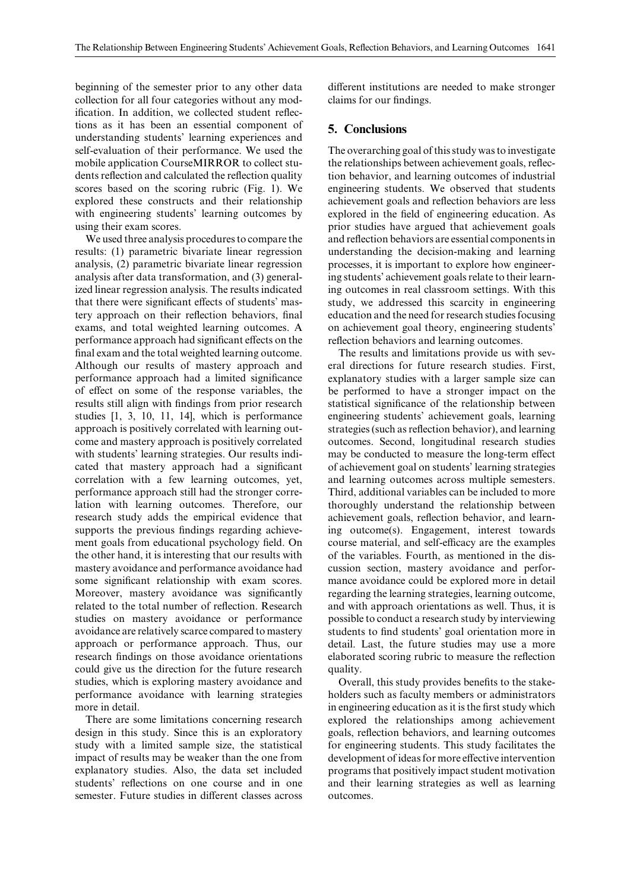beginning of the semester prior to any other data collection for all four categories without any modification. In addition, we collected student reflections as it has been an essential component of understanding students' learning experiences and self-evaluation of their performance. We used the mobile application CourseMIRROR to collect students reflection and calculated the reflection quality scores based on the scoring rubric (Fig. 1). We explored these constructs and their relationship with engineering students' learning outcomes by using their exam scores.

We used three analysis procedures to compare the results: (1) parametric bivariate linear regression analysis, (2) parametric bivariate linear regression analysis after data transformation, and (3) generalized linear regression analysis. The results indicated that there were significant effects of students' mastery approach on their reflection behaviors, final exams, and total weighted learning outcomes. A performance approach had significant effects on the final exam and the total weighted learning outcome. Although our results of mastery approach and performance approach had a limited significance of effect on some of the response variables, the results still align with findings from prior research studies [1, 3, 10, 11, 14], which is performance approach is positively correlated with learning outcome and mastery approach is positively correlated with students' learning strategies. Our results indicated that mastery approach had a significant correlation with a few learning outcomes, yet, performance approach still had the stronger correlation with learning outcomes. Therefore, our research study adds the empirical evidence that supports the previous findings regarding achievement goals from educational psychology field. On the other hand, it is interesting that our results with mastery avoidance and performance avoidance had some significant relationship with exam scores. Moreover, mastery avoidance was significantly related to the total number of reflection. Research studies on mastery avoidance or performance avoidance are relatively scarce compared to mastery approach or performance approach. Thus, our research findings on those avoidance orientations could give us the direction for the future research studies, which is exploring mastery avoidance and performance avoidance with learning strategies more in detail.

There are some limitations concerning research design in this study. Since this is an exploratory study with a limited sample size, the statistical impact of results may be weaker than the one from explanatory studies. Also, the data set included students' reflections on one course and in one semester. Future studies in different classes across different institutions are needed to make stronger claims for our findings.

## 5. Conclusions

The overarching goal of this study was to investigate the relationships between achievement goals, reflection behavior, and learning outcomes of industrial engineering students. We observed that students achievement goals and reflection behaviors are less explored in the field of engineering education. As prior studies have argued that achievement goals and reflection behaviors are essential components in understanding the decision-making and learning processes, it is important to explore how engineering students' achievement goals relate to their learning outcomes in real classroom settings. With this study, we addressed this scarcity in engineering education and the need for research studies focusing on achievement goal theory, engineering students' reflection behaviors and learning outcomes.

The results and limitations provide us with several directions for future research studies. First, explanatory studies with a larger sample size can be performed to have a stronger impact on the statistical significance of the relationship between engineering students' achievement goals, learning strategies (such as reflection behavior), and learning outcomes. Second, longitudinal research studies may be conducted to measure the long-term effect of achievement goal on students' learning strategies and learning outcomes across multiple semesters. Third, additional variables can be included to more thoroughly understand the relationship between achievement goals, reflection behavior, and learning outcome(s). Engagement, interest towards course material, and self-efficacy are the examples of the variables. Fourth, as mentioned in the discussion section, mastery avoidance and performance avoidance could be explored more in detail regarding the learning strategies, learning outcome, and with approach orientations as well. Thus, it is possible to conduct a research study by interviewing students to find students' goal orientation more in detail. Last, the future studies may use a more elaborated scoring rubric to measure the reflection quality.

Overall, this study provides benefits to the stakeholders such as faculty members or administrators in engineering education as it is the first study which explored the relationships among achievement goals, reflection behaviors, and learning outcomes for engineering students. This study facilitates the development of ideas for more effective intervention programs that positively impact student motivation and their learning strategies as well as learning outcomes.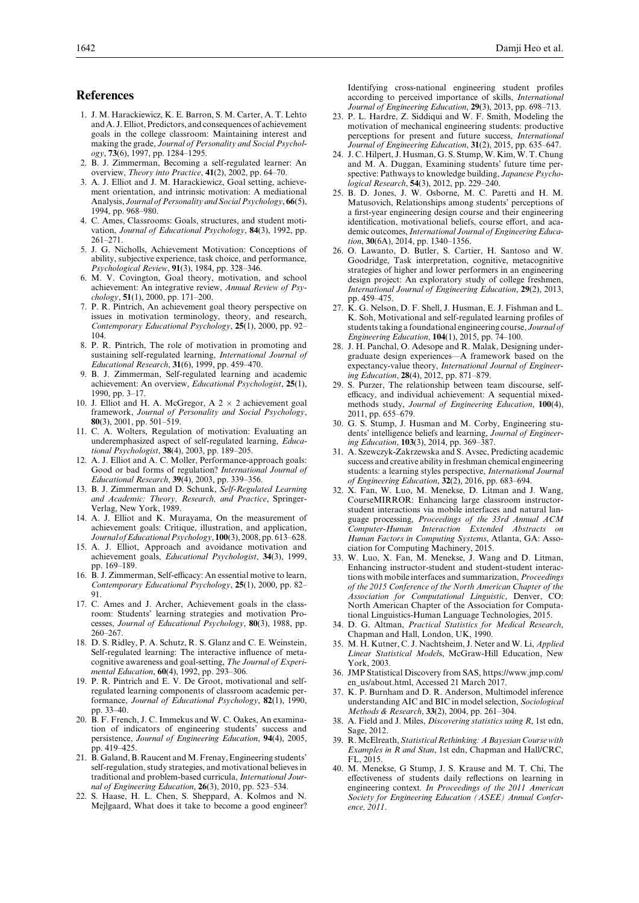## References

1. J. M. Harackiewicz, K. E. Barron, S. M. Carter, A. T. Lehto and A. J. Elliot, Predictors, and consequences of achievement goals in the college classroom: Maintaining interest and making the grade, *Journal of Personality and Social Psychology*, **73**(6), 1997, pp. 1284–1295.
2. B. J. Zimmerman, Becoming a self-regulated learner: An overview, *Theory into Practice*, **41**(2), 2002, pp. 64–70.
3. A. J. Elliot and J. M. Harackiewicz, Goal setting, achievement orientation, and intrinsic motivation: A mediational Analysis, *Journal of Personality and Social Psychology*, **66**(5), 1994, pp. 968–980.
4. C. Ames, Classrooms: Goals, structures, and student motivation, *Journal of Educational Psychology*, **84**(3), 1992, pp. 261–271.
5. J. G. Nicholls, Achievement Motivation: Conceptions of ability, subjective experience, task choice, and performance, *Psychological Review*, **91**(3), 1984, pp. 328–346.
6. M. V. Covington, Goal theory, motivation, and school achievement: An integrative review, *Annual Review of Psychology*, **51**(1), 2000, pp. 171–200.
7. P. R. Pintrich, An achievement goal theory perspective on issues in motivation terminology, theory, and research, *Contemporary Educational Psychology*, **25**(1), 2000, pp. 92–104.
8. P. R. Pintrich, The role of motivation in promoting and sustaining self-regulated learning, *International Journal of Educational Research*, **31**(6), 1999, pp. 459–470.
9. B. J. Zimmerman, Self-regulated learning and academic achievement: An overview, *Educational Psychologist*, **25**(1), 1990, pp. 3–17.
10. J. Elliot and H. A. McGregor, A $2 \times 2$ achievement goal framework, *Journal of Personality and Social Psychology*, **80**(3), 2001, pp. 501–519.
11. C. A. Wolters, Regulation of motivation: Evaluating an underemphasized aspect of self-regulated learning, *Educational Psychologist*, **38**(4), 2003, pp. 189–205.
12. A. J. Elliot and A. C. Moller, Performance-approach goals: Good or bad forms of regulation? *International Journal of Educational Research*, **39**(4), 2003, pp. 339–356.
13. B. J. Zimmerman and D. Schunk, *Self-Regulated Learning and Academic: Theory, Research, and Practice*, Springer-Verlag, New York, 1989.
14. A. J. Elliot and K. Murayama, On the measurement of achievement goals: Critique, illustration, and application, *Journal of Educational Psychology*, **100**(3), 2008, pp. 613–628.
15. A. J. Elliot, Approach and avoidance motivation and achievement goals, *Educational Psychologist*, **34**(3), 1999, pp. 169–189.
16. B. J. Zimmerman, Self-efficacy: An essential motive to learn, *Contemporary Educational Psychology*, **25**(1), 2000, pp. 82–91.
17. C. Ames and J. Archer, Achievement goals in the classroom: Students' learning strategies and motivation Processes, *Journal of Educational Psychology*, **80**(3), 1988, pp. 260–267.
18. D. S. Ridley, P. A. Schutz, R. S. Glanz and C. E. Weinstein, Self-regulated learning: The interactive influence of metacognitive awareness and goal-setting, *The Journal of Experimental Education*, **60**(4), 1992, pp. 293–306.
19. P. R. Pintrich and E. V. De Groot, motivational and self-regulated learning components of classroom academic performance, *Journal of Educational Psychology*, **82**(1), 1990, pp. 33–40.
20. B. F. French, J. C. Immekus and W. C. Oakes, An examination of indicators of engineering students' success and persistence, *Journal of Engineering Education*, **94**(4), 2005, pp. 419–425.
21. B. Galand, B. Raucent and M. Frenay, Engineering students' self-regulation, study strategies, and motivational believes in traditional and problem-based curricula, *International Journal of Engineering Education*, **26**(3), 2010, pp. 523–534.
22. S. Haase, H. L. Chen, S. Sheppard, A. Kolmos and N. Mejlgaard, What does it take to become a good engineer? Identifying cross-national engineering student profiles according to perceived importance of skills, *International Journal of Engineering Education*, **29**(3), 2013, pp. 698–713.
23. P. L. Hardre, Z. Siddiqui and W. F. Smith, Modeling the motivation of mechanical engineering students: productive perceptions for present and future success, *International Journal of Engineering Education*, **31**(2), 2015, pp. 635–647.
24. J. C. Hilpert, J. Husman, G. S. Stump, W. Kim, W. T. Chung and M. A. Duggan, Examining students' future time perspective: Pathways to knowledge building, *Japanese Psychological Research*, **54**(3), 2012, pp. 229–240.
25. B. D. Jones, J. W. Osborne, M. C. Paretti and H. M. Matusovich, Relationships among students' perceptions of a first-year engineering design course and their engineering identification, motivational beliefs, course effort, and academic outcomes, *International Journal of Engineering Education*, **30**(6A), 2014, pp. 1340–1356.
26. O. Lawanto, D. Butler, S. Cartier, H. Santoso and W. Goodridge, Task interpretation, cognitive, metacognitive strategies of higher and lower performers in an engineering design project: An exploratory study of college freshmen, *International Journal of Engineering Education*, **29**(2), 2013, pp. 459–475.
27. K. G. Nelson, D. F. Shell, J. Husman, E. J. Fishman and L. K. Soh, Motivational and self-regulated learning profiles of students taking a foundational engineering course, *Journal of Engineering Education*, **104**(1), 2015, pp. 74–100.
28. J. H. Panchal, O. Adesope and R. Malak, Designing undergraduate design experiences—A framework based on the expectancy-value theory, *International Journal of Engineering Education*, **28**(4), 2012, pp. 871–879.
29. S. Purzer, The relationship between team discourse, self-efficacy, and individual achievement: A sequential mixed-methods study, *Journal of Engineering Education*, **100**(4), 2011, pp. 655–679.
30. G. S. Stump, J. Husman and M. Corby, Engineering students' intelligence beliefs and learning, *Journal of Engineering Education*, **103**(3), 2014, pp. 369–387.
31. A. Szewczyk-Zakrzewska and S. Avsec, Predicting academic success and creative ability in freshman chemical engineering students: a learning styles perspective, *International Journal of Engineering Education*, **32**(2), 2016, pp. 683–694.
32. X. Fan, W. Luo, M. Menekse, D. Litman and J. Wang, CourseMIRROR: Enhancing large classroom instructor-student interactions via mobile interfaces and natural language processing, *Proceedings of the 33rd Annual ACM Computer-Human Interaction Extended Abstracts on Human Factors in Computing Systems*, Atlanta, GA: Association for Computing Machinery, 2015.
33. W. Luo, X. Fan, M. Menekse, J. Wang and D. Litman, Enhancing instructor-student and student-student interactions with mobile interfaces and summarization, *Proceedings of the 2015 Conference of the North American Chapter of the Association for Computational Linguistic*, Denver, CO: North American Chapter of the Association for Computational Linguistics-Human Language Technologies, 2015.
34. D. G. Altman, *Practical Statistics for Medical Research*, Chapman and Hall, London, UK, 1990.
35. M. H. Kutner, C. J. Nachtsheim, J. Neter and W. Li, *Applied Linear Statistical Models*, McGraw-Hill Education, New York, 2003.
36. JMP Statistical Discovery from SAS, https://www.jmp.com/en_us/about.html, Accessed 21 March 2017.
37. K. P. Burnham and D. R. Anderson, Multimodel inference understanding AIC and BIC in model selection, *Sociological Methods & Research*, **33**(2), 2004, pp. 261–304.
38. A. Field and J. Miles, *Discovering statistics using R*, 1st edn, Sage, 2012.
39. R. McElreath, *Statistical Rethinking: A Bayesian Course with Examples in R and Stan*, 1st edn, Chapman and Hall/CRC, FL, 2015.
40. M. Menekse, G Stump, J. S. Krause and M. T. Chi, The effectiveness of students daily reflections on learning in engineering context. *In Proceedings of the 2011 American Society for Engineering Education (ASEE) Annual Conference, 2011*.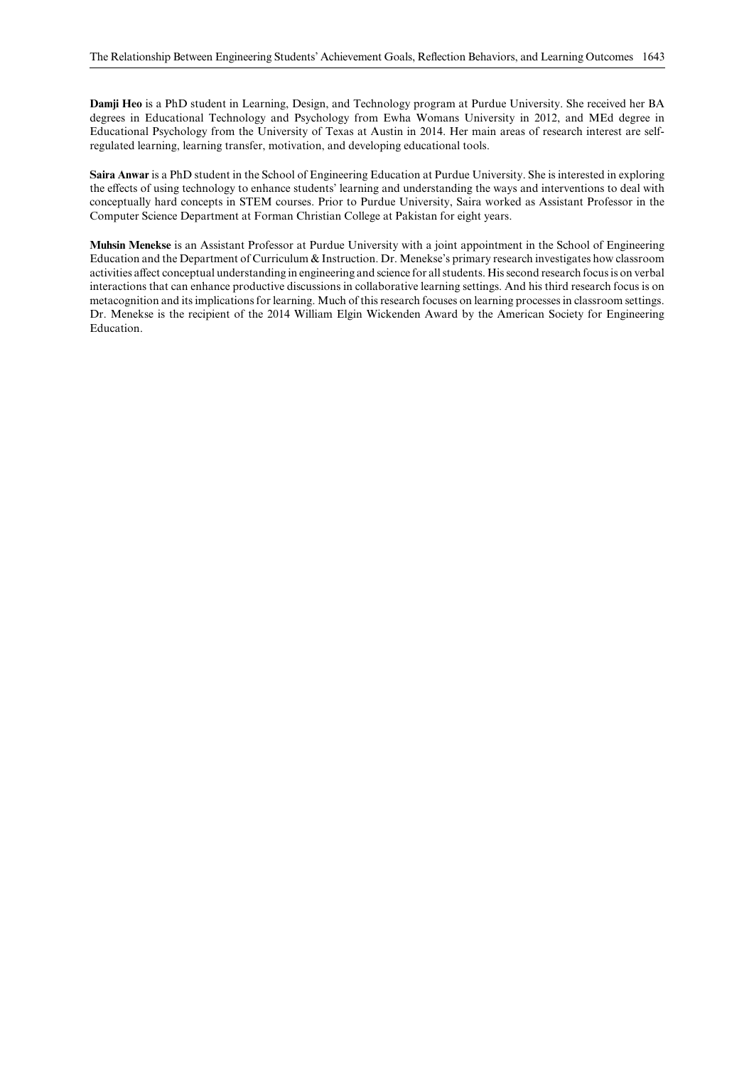**Damji Heo** is a PhD student in Learning, Design, and Technology program at Purdue University. She received her BA degrees in Educational Technology and Psychology from Ewha Womans University in 2012, and MEd degree in Educational Psychology from the University of Texas at Austin in 2014. Her main areas of research interest are self-regulated learning, learning transfer, motivation, and developing educational tools.

**Saira Anwar** is a PhD student in the School of Engineering Education at Purdue University. She is interested in exploring the effects of using technology to enhance students' learning and understanding the ways and interventions to deal with conceptually hard concepts in STEM courses. Prior to Purdue University, Saira worked as Assistant Professor in the Computer Science Department at Forman Christian College at Pakistan for eight years.

**Muhsin Menekse** is an Assistant Professor at Purdue University with a joint appointment in the School of Engineering Education and the Department of Curriculum & Instruction. Dr. Menekse's primary research investigates how classroom activities affect conceptual understanding in engineering and science for all students. His second research focus is on verbal interactions that can enhance productive discussions in collaborative learning settings. And his third research focus is on metacognition and its implications for learning. Much of this research focuses on learning processes in classroom settings. Dr. Menekse is the recipient of the 2014 William Elgin Wickenden Award by the American Society for Engineering Education.